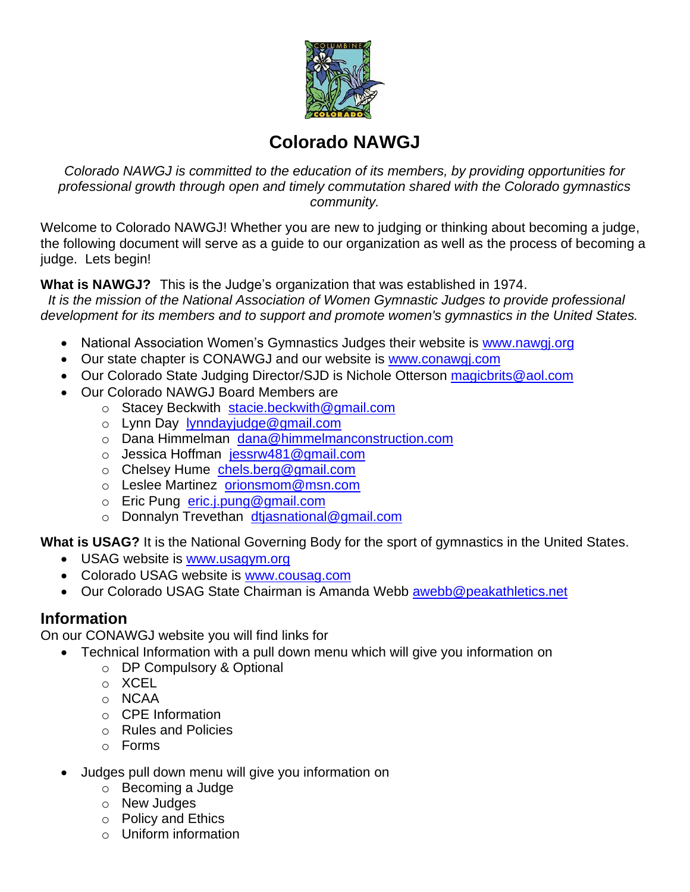# Colorado NAWGJ

*Colorado NAWGJ is committed to the education of its members, by providing opportunities for professional growth through open and timely commutation shared with the Colorado gymnastics community.*

Welcome to Colorado NAWGJ! Whether you are new to judging or thinking about becoming a judge, the following document will serve as a guide to our organization as well as the process of becoming a judge. Lets begin!

**What is NAWGJ?** This is the Judge's organization that was established in 1974.
*It is the mission of the National Association of Women Gymnastic Judges to provide professional development for its members and to support and promote women's gymnastics in the United States.*

- National Association Women's Gymnastics Judges their website is www.nawgj.org
- Our state chapter is CONAWGJ and our website is www.conawgj.com
- Our Colorado State Judging Director/SJD is Nichole Otterson magicbrits@aol.com
- Our Colorado NAWGJ Board Members are
  - Stacey Beckwith stacie.beckwith@gmail.com
  - Lynn Day lynndayjudge@gmail.com
  - Dana Himmelman dana@himmelmanconstruction.com
  - Jessica Hoffman jessrw481@gmail.com
  - Chelsey Hume chels.berg@gmail.com
  - Leslee Martinez orionsmom@msn.com
  - Eric Pung eric.j.pung@gmail.com
  - Donnalyn Trevethan dtjasnational@gmail.com

**What is USAG?** It is the National Governing Body for the sport of gymnastics in the United States.

- USAG website is www.usagym.org
- Colorado USAG website is www.cousag.com
- Our Colorado USAG State Chairman is Amanda Webb awebb@peakathletics.net

## Information

On our CONAWGJ website you will find links for

- Technical Information with a pull down menu which will give you information on
  - DP Compulsory & Optional
  - XCEL
  - NCAA
  - CPE Information
  - Rules and Policies
  - Forms

- Judges pull down menu will give you information on
  - Becoming a Judge
  - New Judges
  - Policy and Ethics
  - Uniform information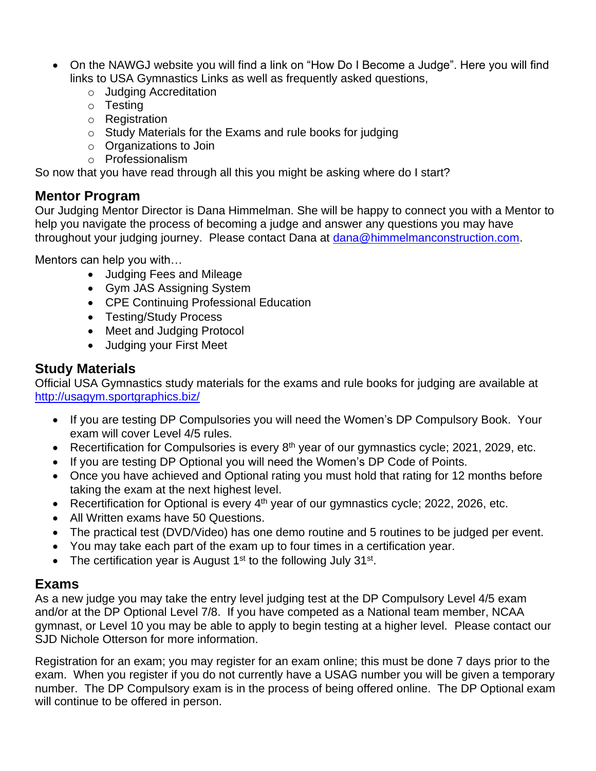- On the NAWGJ website you will find a link on "How Do I Become a Judge". Here you will find links to USA Gymnastics Links as well as frequently asked questions,
  - Judging Accreditation
  - Testing
  - Registration
  - Study Materials for the Exams and rule books for judging
  - Organizations to Join
  - Professionalism

So now that you have read through all this you might be asking where do I start?

## Mentor Program

Our Judging Mentor Director is Dana Himmelman. She will be happy to connect you with a Mentor to help you navigate the process of becoming a judge and answer any questions you may have throughout your judging journey. Please contact Dana at dana@himmelmanconstruction.com.

Mentors can help you with…

- Judging Fees and Mileage
- Gym JAS Assigning System
- CPE Continuing Professional Education
- Testing/Study Process
- Meet and Judging Protocol
- Judging your First Meet

## Study Materials

Official USA Gymnastics study materials for the exams and rule books for judging are available at http://usagym.sportgraphics.biz/

- If you are testing DP Compulsories you will need the Women's DP Compulsory Book. Your exam will cover Level 4/5 rules.
- Recertification for Compulsories is every 8th year of our gymnastics cycle; 2021, 2029, etc.
- If you are testing DP Optional you will need the Women's DP Code of Points.
- Once you have achieved and Optional rating you must hold that rating for 12 months before taking the exam at the next highest level.
- Recertification for Optional is every 4th year of our gymnastics cycle; 2022, 2026, etc.
- All Written exams have 50 Questions.
- The practical test (DVD/Video) has one demo routine and 5 routines to be judged per event.
- You may take each part of the exam up to four times in a certification year.
- The certification year is August 1st to the following July 31st.

## Exams

As a new judge you may take the entry level judging test at the DP Compulsory Level 4/5 exam and/or at the DP Optional Level 7/8. If you have competed as a National team member, NCAA gymnast, or Level 10 you may be able to apply to begin testing at a higher level. Please contact our SJD Nichole Otterson for more information.

Registration for an exam; you may register for an exam online; this must be done 7 days prior to the exam. When you register if you do not currently have a USAG number you will be given a temporary number. The DP Compulsory exam is in the process of being offered online. The DP Optional exam will continue to be offered in person.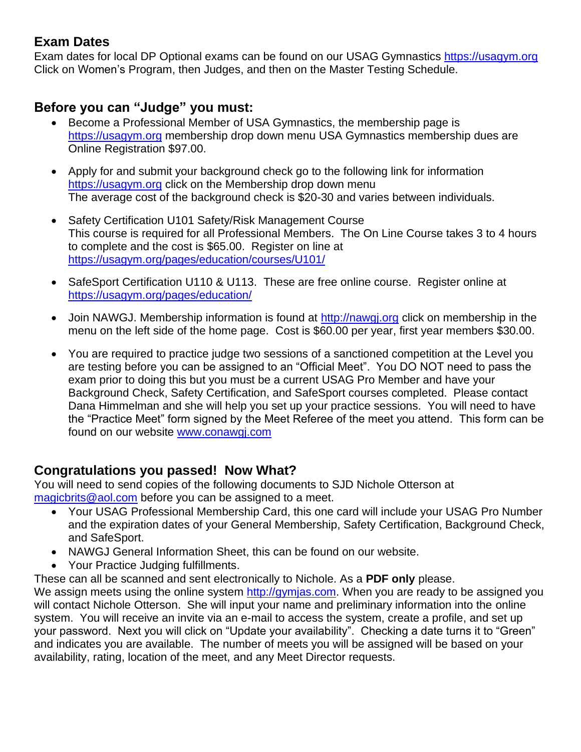## Exam Dates

Exam dates for local DP Optional exams can be found on our USAG Gymnastics https://usagym.org Click on Women's Program, then Judges, and then on the Master Testing Schedule.

## Before you can "Judge" you must:

- Become a Professional Member of USA Gymnastics, the membership page is https://usagym.org membership drop down menu USA Gymnastics membership dues are Online Registration $97.00.
- Apply for and submit your background check go to the following link for information https://usagym.org click on the Membership drop down menu
  The average cost of the background check is $20-30 and varies between individuals.
- Safety Certification U101 Safety/Risk Management Course
  This course is required for all Professional Members. The On Line Course takes 3 to 4 hours to complete and the cost is $65.00. Register on line at https://usagym.org/pages/education/courses/U101/
- SafeSport Certification U110 & U113. These are free online course. Register online at https://usagym.org/pages/education/
- Join NAWGJ. Membership information is found at http://nawgj.org click on membership in the menu on the left side of the home page. Cost is $60.00 per year, first year members $30.00.
- You are required to practice judge two sessions of a sanctioned competition at the Level you are testing before you can be assigned to an "Official Meet". You DO NOT need to pass the exam prior to doing this but you must be a current USAG Pro Member and have your Background Check, Safety Certification, and SafeSport courses completed. Please contact Dana Himmelman and she will help you set up your practice sessions. You will need to have the "Practice Meet" form signed by the Meet Referee of the meet you attend. This form can be found on our website www.conawgj.com

## Congratulations you passed! Now What?

You will need to send copies of the following documents to SJD Nichole Otterson at magicbrits@aol.com before you can be assigned to a meet.

- Your USAG Professional Membership Card, this one card will include your USAG Pro Number and the expiration dates of your General Membership, Safety Certification, Background Check, and SafeSport.
- NAWGJ General Information Sheet, this can be found on our website.
- Your Practice Judging fulfillments.

These can all be scanned and sent electronically to Nichole. As a **PDF only** please.
We assign meets using the online system http://gymjas.com. When you are ready to be assigned you will contact Nichole Otterson. She will input your name and preliminary information into the online system. You will receive an invite via an e-mail to access the system, create a profile, and set up your password. Next you will click on "Update your availability". Checking a date turns it to "Green" and indicates you are available. The number of meets you will be assigned will be based on your availability, rating, location of the meet, and any Meet Director requests.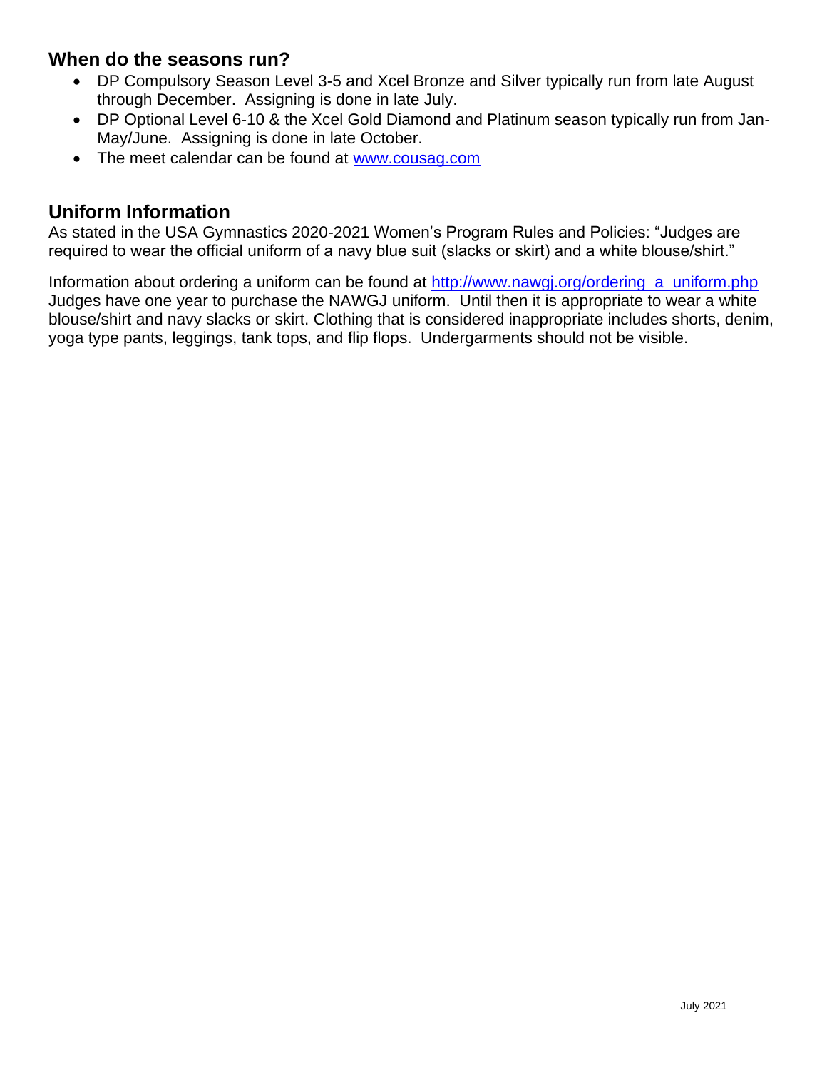## When do the seasons run?

- DP Compulsory Season Level 3-5 and Xcel Bronze and Silver typically run from late August through December. Assigning is done in late July.
- DP Optional Level 6-10 & the Xcel Gold Diamond and Platinum season typically run from Jan-May/June. Assigning is done in late October.
- The meet calendar can be found at www.cousag.com

## Uniform Information

As stated in the USA Gymnastics 2020-2021 Women's Program Rules and Policies: "Judges are required to wear the official uniform of a navy blue suit (slacks or skirt) and a white blouse/shirt."

Information about ordering a uniform can be found at http://www.nawgj.org/ordering_a_uniform.php Judges have one year to purchase the NAWGJ uniform. Until then it is appropriate to wear a white blouse/shirt and navy slacks or skirt. Clothing that is considered inappropriate includes shorts, denim, yoga type pants, leggings, tank tops, and flip flops. Undergarments should not be visible.

July 2021